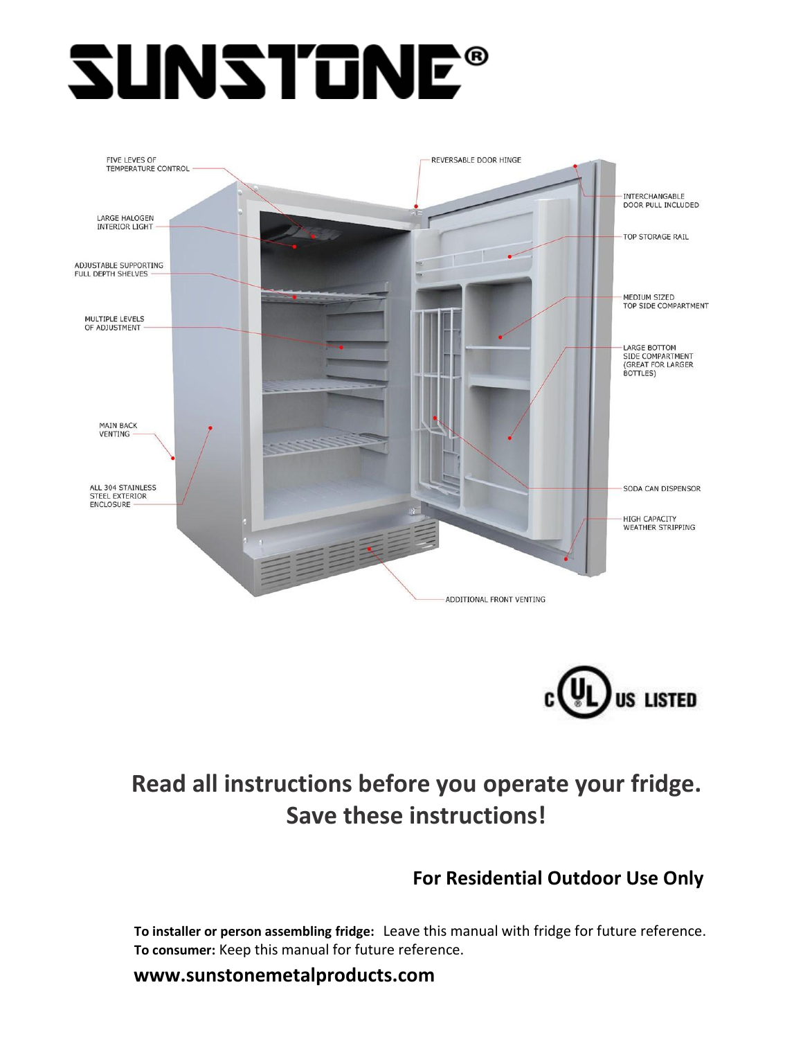# SUNSTONE®

FIVE LEVES OF TEMPERATURE CONTROL

LARGE HALOGEN INTERIOR LIGHT

ADJUSTABLE SUPPORTING FULL DEPTH SHELVES

MULTIPLE LEVELS OF ADJUSTMENT

MAIN BACK VENTING

ALL 304 STAINLESS STEEL EXTERIOR ENCLOSURE

REVERSABLE DOOR HINGE

INTERCHANGABLE DOOR PULL INCLUDED

TOP STORAGE RAIL

MEDIUM SIZED TOP SIDE COMPARTMENT

LARGE BOTTOM SIDE COMPARTMENT (GREAT FOR LARGER BOTTLES)

SODA CAN DISPENSOR

HIGH CAPACITY WEATHER STRIPPING

ADDITIONAL FRONT VENTING

c UL US LISTED

## Read all instructions before you operate your fridge.
## Save these instructions!

**For Residential Outdoor Use Only**

**To installer or person assembling fridge:** Leave this manual with fridge for future reference.
**To consumer:** Keep this manual for future reference.

**www.sunstonemetalproducts.com**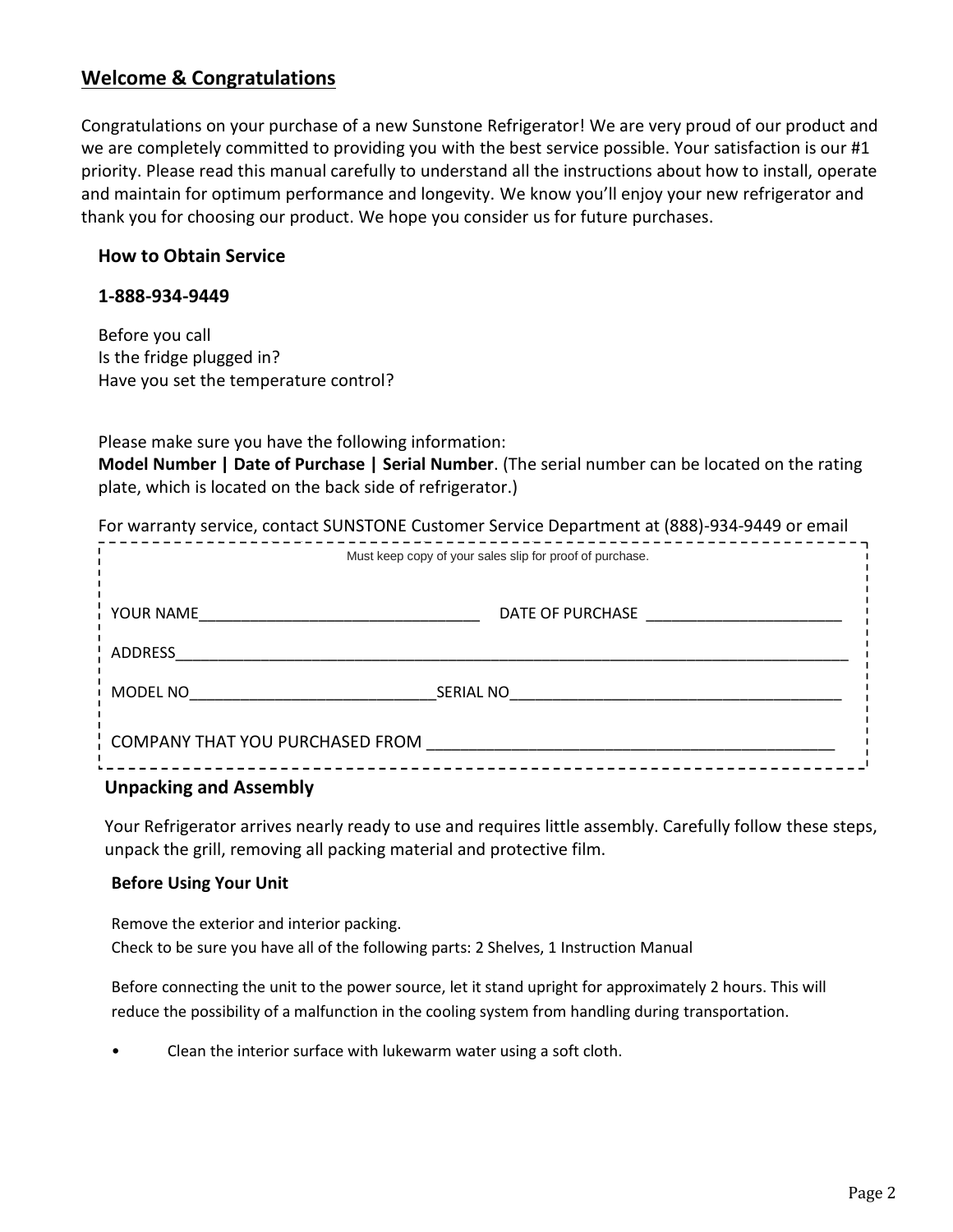## Welcome & Congratulations

Congratulations on your purchase of a new Sunstone Refrigerator! We are very proud of our product and we are completely committed to providing you with the best service possible. Your satisfaction is our #1 priority. Please read this manual carefully to understand all the instructions about how to install, operate and maintain for optimum performance and longevity. We know you'll enjoy your new refrigerator and thank you for choosing our product. We hope you consider us for future purchases.

### How to Obtain Service

### 1-888-934-9449

Before you call
Is the fridge plugged in?
Have you set the temperature control?

Please make sure you have the following information:
**Model Number | Date of Purchase | Serial Number**. (The serial number can be located on the rating plate, which is located on the back side of refrigerator.)

For warranty service, contact SUNSTONE Customer Service Department at (888)-934-9449 or email

Must keep copy of your sales slip for proof of purchase.

YOUR NAME________________________________ DATE OF PURCHASE ______________________

ADDRESS_____________________________________________________________________________

MODEL NO____________________________SERIAL NO______________________________________

COMPANY THAT YOU PURCHASED FROM ______________________________________________

### Unpacking and Assembly

Your Refrigerator arrives nearly ready to use and requires little assembly. Carefully follow these steps, unpack the grill, removing all packing material and protective film.

#### Before Using Your Unit

Remove the exterior and interior packing.
Check to be sure you have all of the following parts: 2 Shelves, 1 Instruction Manual

Before connecting the unit to the power source, let it stand upright for approximately 2 hours. This will reduce the possibility of a malfunction in the cooling system from handling during transportation.

- Clean the interior surface with lukewarm water using a soft cloth.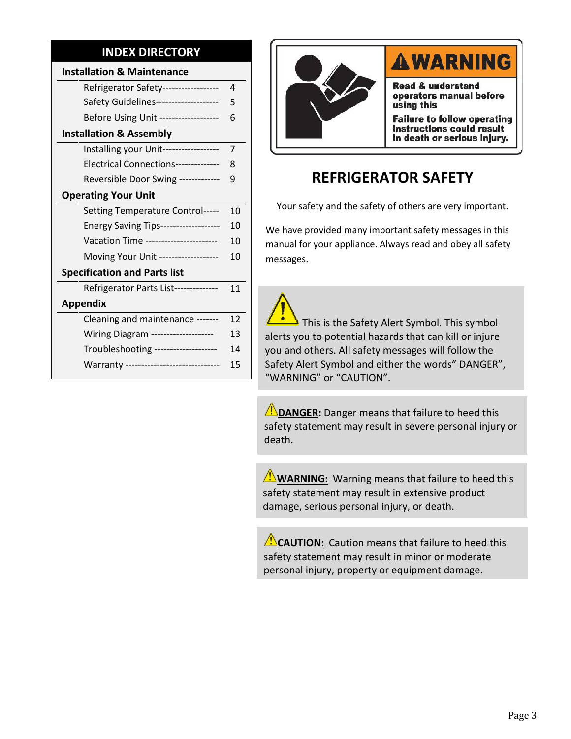## INDEX DIRECTORY

| Section | Page |
|---|---|
| **Installation & Maintenance** | |
| Refrigerator Safety | 4 |
| Safety Guidelines | 5 |
| Before Using Unit | 6 |
| **Installation & Assembly** | |
| Installing your Unit | 7 |
| Electrical Connections | 8 |
| Reversible Door Swing | 9 |
| **Operating Your Unit** | |
| Setting Temperature Control | 10 |
| Energy Saving Tips | 10 |
| Vacation Time | 10 |
| Moving Your Unit | 10 |
| **Specification and Parts list** | |
| Refrigerator Parts List | 11 |
| **Appendix** | |
| Cleaning and maintenance | 12 |
| Wiring Diagram | 13 |
| Troubleshooting | 14 |
| Warranty | 15 |

**⚠WARNING**

**Read & understand operators manual before using this**

**Failure to follow operating instructions could result in death or serious injury.**

# REFRIGERATOR SAFETY

Your safety and the safety of others are very important.

We have provided many important safety messages in this manual for your appliance. Always read and obey all safety messages.

⚠ This is the Safety Alert Symbol. This symbol alerts you to potential hazards that can kill or injure you and others. All safety messages will follow the Safety Alert Symbol and either the words" DANGER", "WARNING" or "CAUTION".

⚠**DANGER:** Danger means that failure to heed this safety statement may result in severe personal injury or death.

⚠**WARNING:** Warning means that failure to heed this safety statement may result in extensive product damage, serious personal injury, or death.

⚠**CAUTION:** Caution means that failure to heed this safety statement may result in minor or moderate personal injury, property or equipment damage.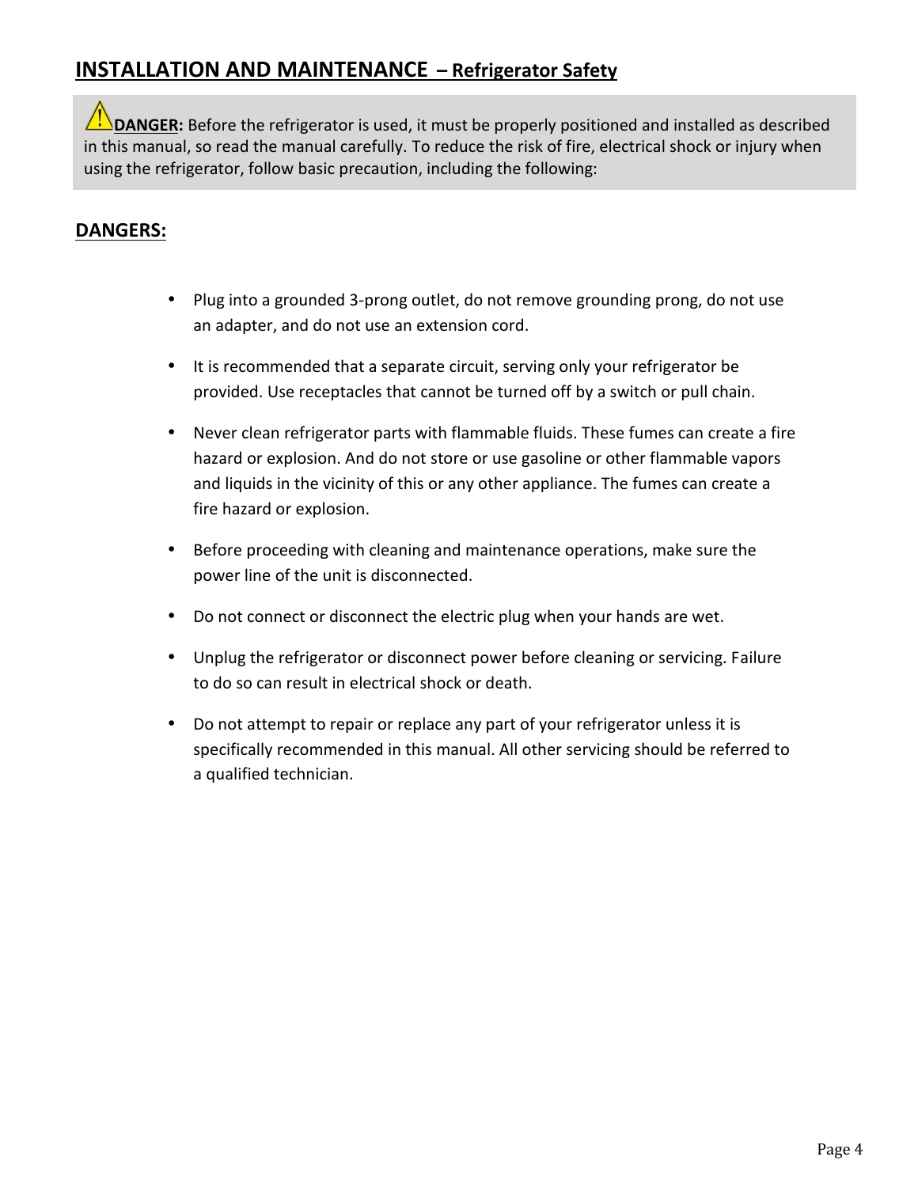## INSTALLATION AND MAINTENANCE – Refrigerator Safety

**DANGER:** Before the refrigerator is used, it must be properly positioned and installed as described in this manual, so read the manual carefully. To reduce the risk of fire, electrical shock or injury when using the refrigerator, follow basic precaution, including the following:

### DANGERS:

- Plug into a grounded 3-prong outlet, do not remove grounding prong, do not use an adapter, and do not use an extension cord.
- It is recommended that a separate circuit, serving only your refrigerator be provided. Use receptacles that cannot be turned off by a switch or pull chain.
- Never clean refrigerator parts with flammable fluids. These fumes can create a fire hazard or explosion. And do not store or use gasoline or other flammable vapors and liquids in the vicinity of this or any other appliance. The fumes can create a fire hazard or explosion.
- Before proceeding with cleaning and maintenance operations, make sure the power line of the unit is disconnected.
- Do not connect or disconnect the electric plug when your hands are wet.
- Unplug the refrigerator or disconnect power before cleaning or servicing. Failure to do so can result in electrical shock or death.
- Do not attempt to repair or replace any part of your refrigerator unless it is specifically recommended in this manual. All other servicing should be referred to a qualified technician.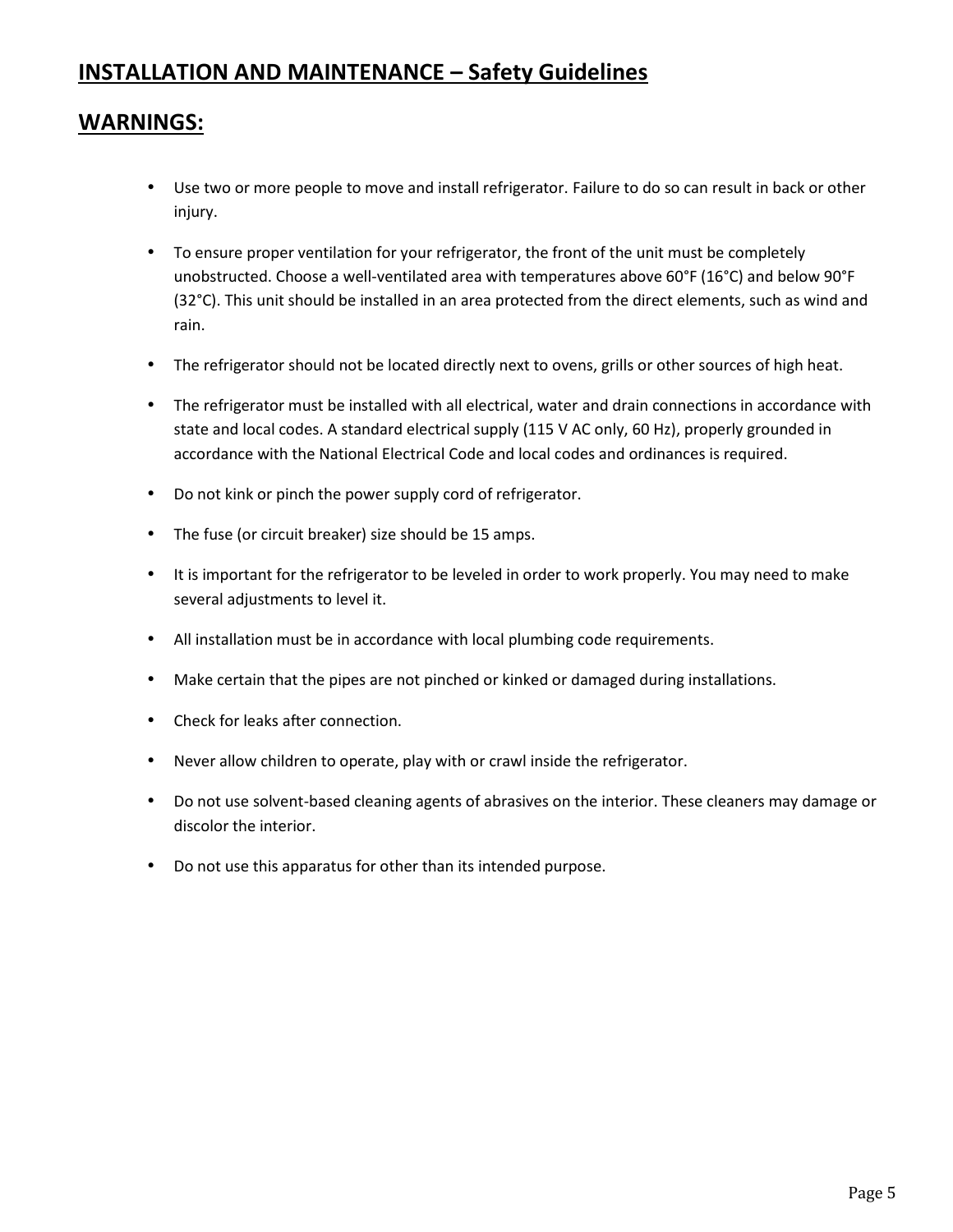## INSTALLATION AND MAINTENANCE – Safety Guidelines

## WARNINGS:

- Use two or more people to move and install refrigerator. Failure to do so can result in back or other injury.
- To ensure proper ventilation for your refrigerator, the front of the unit must be completely unobstructed. Choose a well-ventilated area with temperatures above 60°F (16°C) and below 90°F (32°C). This unit should be installed in an area protected from the direct elements, such as wind and rain.
- The refrigerator should not be located directly next to ovens, grills or other sources of high heat.
- The refrigerator must be installed with all electrical, water and drain connections in accordance with state and local codes. A standard electrical supply (115 V AC only, 60 Hz), properly grounded in accordance with the National Electrical Code and local codes and ordinances is required.
- Do not kink or pinch the power supply cord of refrigerator.
- The fuse (or circuit breaker) size should be 15 amps.
- It is important for the refrigerator to be leveled in order to work properly. You may need to make several adjustments to level it.
- All installation must be in accordance with local plumbing code requirements.
- Make certain that the pipes are not pinched or kinked or damaged during installations.
- Check for leaks after connection.
- Never allow children to operate, play with or crawl inside the refrigerator.
- Do not use solvent-based cleaning agents of abrasives on the interior. These cleaners may damage or discolor the interior.
- Do not use this apparatus for other than its intended purpose.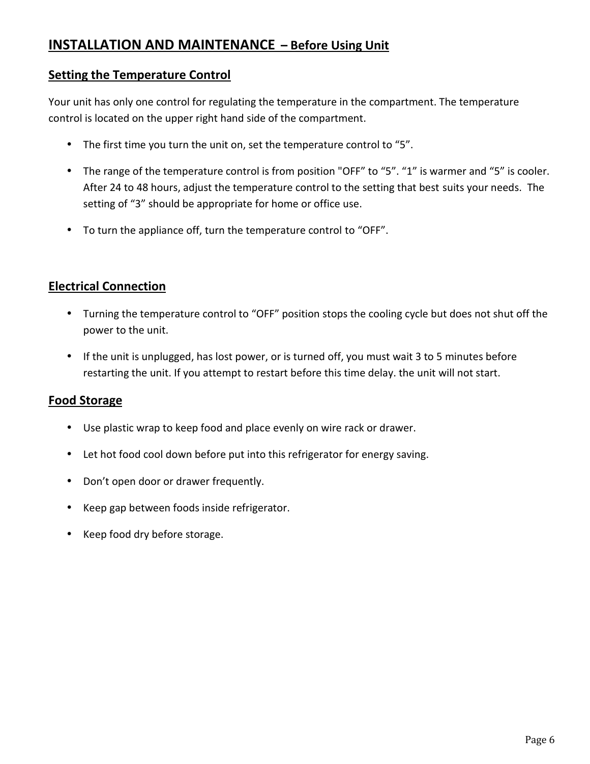## INSTALLATION AND MAINTENANCE – Before Using Unit

### Setting the Temperature Control

Your unit has only one control for regulating the temperature in the compartment. The temperature control is located on the upper right hand side of the compartment.

- The first time you turn the unit on, set the temperature control to "5".
- The range of the temperature control is from position "OFF" to "5". "1" is warmer and "5" is cooler. After 24 to 48 hours, adjust the temperature control to the setting that best suits your needs. The setting of "3" should be appropriate for home or office use.
- To turn the appliance off, turn the temperature control to "OFF".

### Electrical Connection

- Turning the temperature control to "OFF" position stops the cooling cycle but does not shut off the power to the unit.
- If the unit is unplugged, has lost power, or is turned off, you must wait 3 to 5 minutes before restarting the unit. If you attempt to restart before this time delay. the unit will not start.

### Food Storage

- Use plastic wrap to keep food and place evenly on wire rack or drawer.
- Let hot food cool down before put into this refrigerator for energy saving.
- Don't open door or drawer frequently.
- Keep gap between foods inside refrigerator.
- Keep food dry before storage.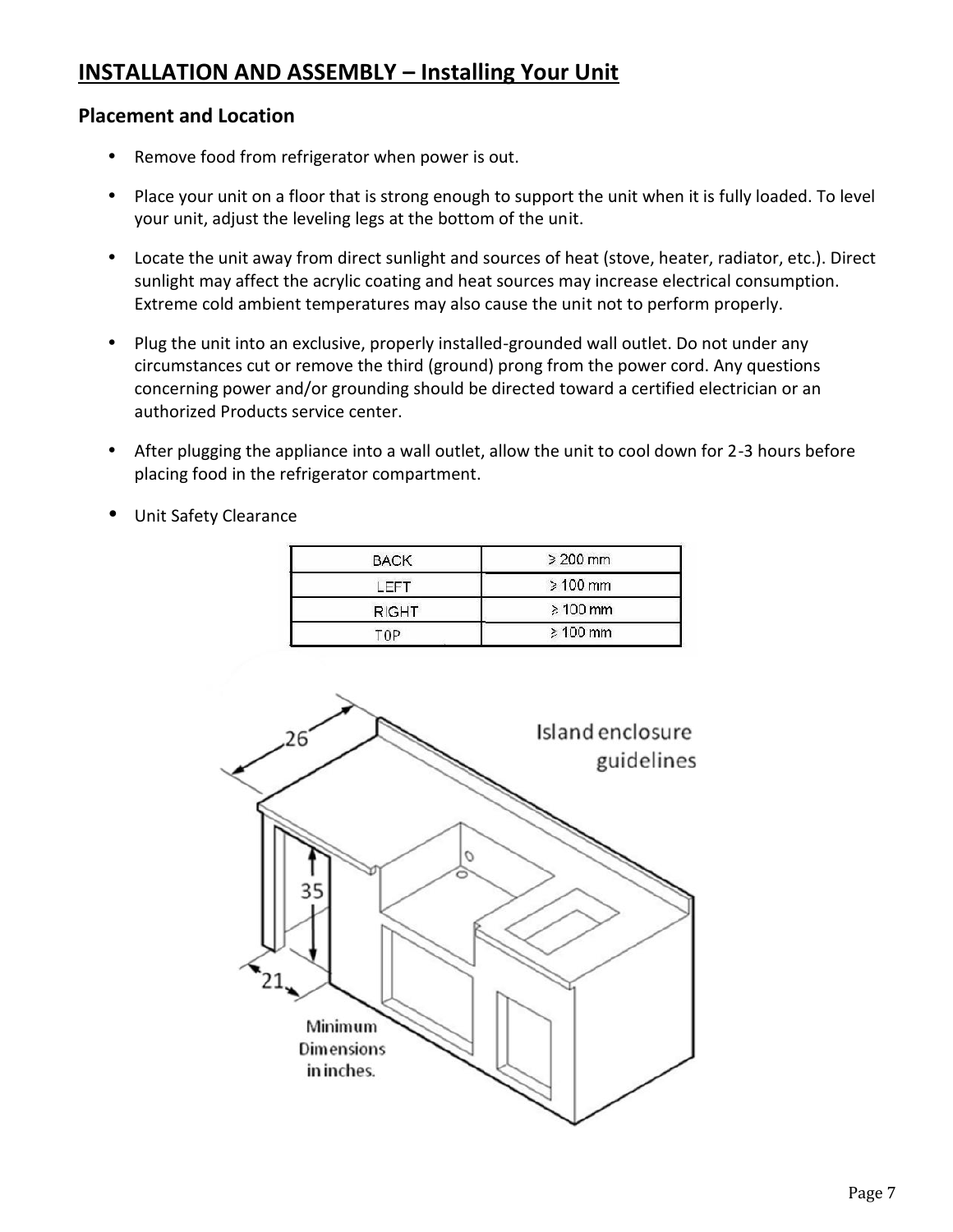## INSTALLATION AND ASSEMBLY – Installing Your Unit

### Placement and Location

- Remove food from refrigerator when power is out.
- Place your unit on a floor that is strong enough to support the unit when it is fully loaded. To level your unit, adjust the leveling legs at the bottom of the unit.
- Locate the unit away from direct sunlight and sources of heat (stove, heater, radiator, etc.). Direct sunlight may affect the acrylic coating and heat sources may increase electrical consumption. Extreme cold ambient temperatures may also cause the unit not to perform properly.
- Plug the unit into an exclusive, properly installed-grounded wall outlet. Do not under any circumstances cut or remove the third (ground) prong from the power cord. Any questions concerning power and/or grounding should be directed toward a certified electrician or an authorized Products service center.
- After plugging the appliance into a wall outlet, allow the unit to cool down for 2-3 hours before placing food in the refrigerator compartment.
- Unit Safety Clearance

| BACK | ≥ 200 mm |
|---|---|
| LEFT | ≥ 100 mm |
| RIGHT | ≥ 100 mm |
| TOP | ≥ 100 mm |

Island enclosure guidelines

26

35

21

Minimum Dimensions in inches.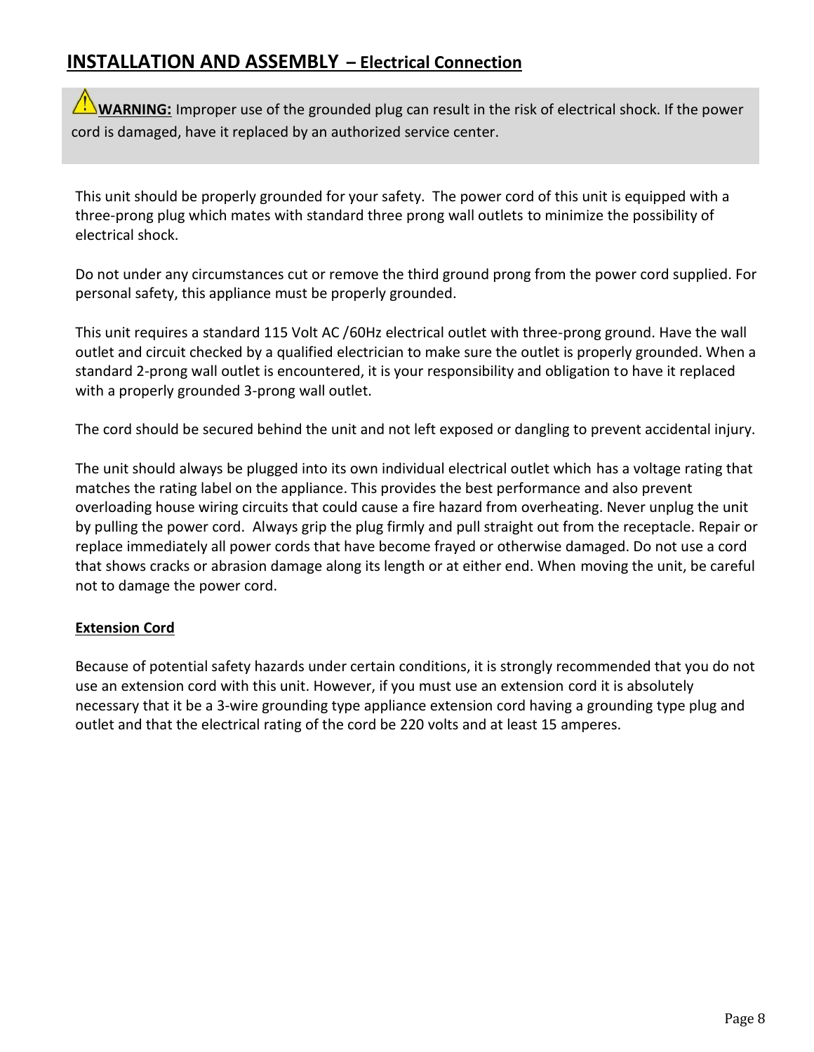## INSTALLATION AND ASSEMBLY – Electrical Connection

**WARNING:** Improper use of the grounded plug can result in the risk of electrical shock. If the power cord is damaged, have it replaced by an authorized service center.

This unit should be properly grounded for your safety. The power cord of this unit is equipped with a three-prong plug which mates with standard three prong wall outlets to minimize the possibility of electrical shock.

Do not under any circumstances cut or remove the third ground prong from the power cord supplied. For personal safety, this appliance must be properly grounded.

This unit requires a standard 115 Volt AC /60Hz electrical outlet with three-prong ground. Have the wall outlet and circuit checked by a qualified electrician to make sure the outlet is properly grounded. When a standard 2-prong wall outlet is encountered, it is your responsibility and obligation to have it replaced with a properly grounded 3-prong wall outlet.

The cord should be secured behind the unit and not left exposed or dangling to prevent accidental injury.

The unit should always be plugged into its own individual electrical outlet which has a voltage rating that matches the rating label on the appliance. This provides the best performance and also prevent overloading house wiring circuits that could cause a fire hazard from overheating. Never unplug the unit by pulling the power cord. Always grip the plug firmly and pull straight out from the receptacle. Repair or replace immediately all power cords that have become frayed or otherwise damaged. Do not use a cord that shows cracks or abrasion damage along its length or at either end. When moving the unit, be careful not to damage the power cord.

**Extension Cord**

Because of potential safety hazards under certain conditions, it is strongly recommended that you do not use an extension cord with this unit. However, if you must use an extension cord it is absolutely necessary that it be a 3-wire grounding type appliance extension cord having a grounding type plug and outlet and that the electrical rating of the cord be 220 volts and at least 15 amperes.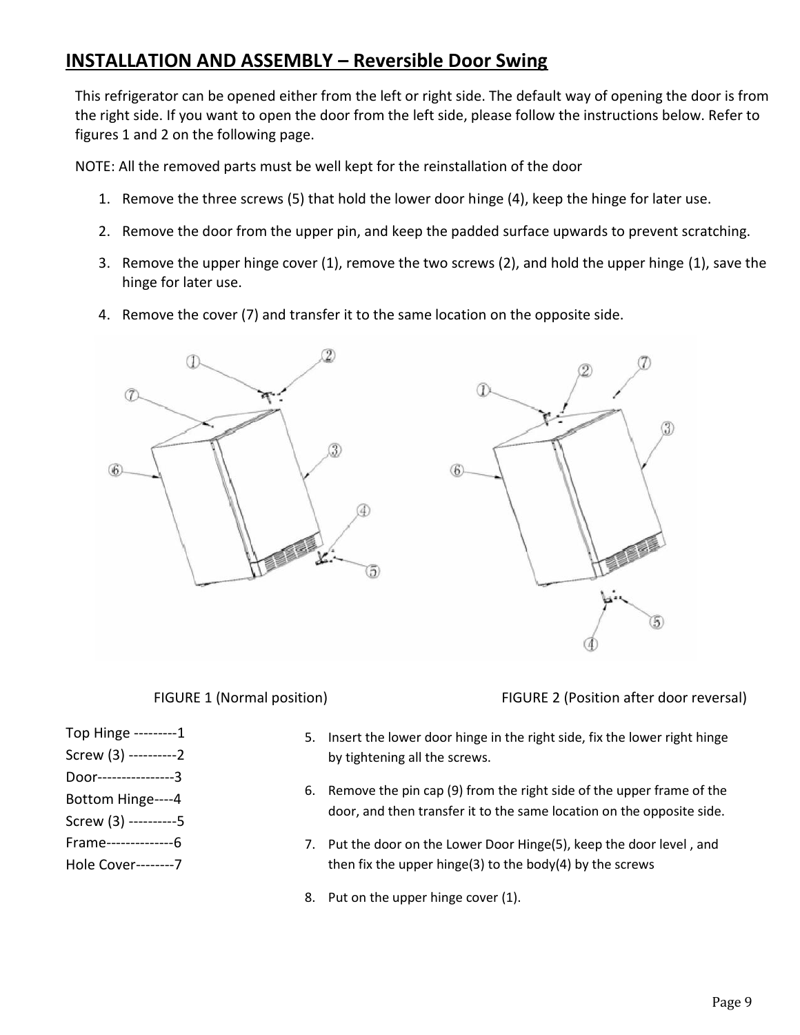## INSTALLATION AND ASSEMBLY – Reversible Door Swing

This refrigerator can be opened either from the left or right side. The default way of opening the door is from the right side. If you want to open the door from the left side, please follow the instructions below. Refer to figures 1 and 2 on the following page.

NOTE: All the removed parts must be well kept for the reinstallation of the door

1. Remove the three screws (5) that hold the lower door hinge (4), keep the hinge for later use.
2. Remove the door from the upper pin, and keep the padded surface upwards to prevent scratching.
3. Remove the upper hinge cover (1), remove the two screws (2), and hold the upper hinge (1), save the hinge for later use.
4. Remove the cover (7) and transfer it to the same location on the opposite side.

FIGURE 1 (Normal position)

FIGURE 2 (Position after door reversal)

Top Hinge ---------1
Screw (3) ----------2
Door----------------3
Bottom Hinge----4
Screw (3) ----------5
Frame--------------6
Hole Cover--------7

5. Insert the lower door hinge in the right side, fix the lower right hinge by tightening all the screws.
6. Remove the pin cap (9) from the right side of the upper frame of the door, and then transfer it to the same location on the opposite side.
7. Put the door on the Lower Door Hinge(5), keep the door level , and then fix the upper hinge(3) to the body(4) by the screws
8. Put on the upper hinge cover (1).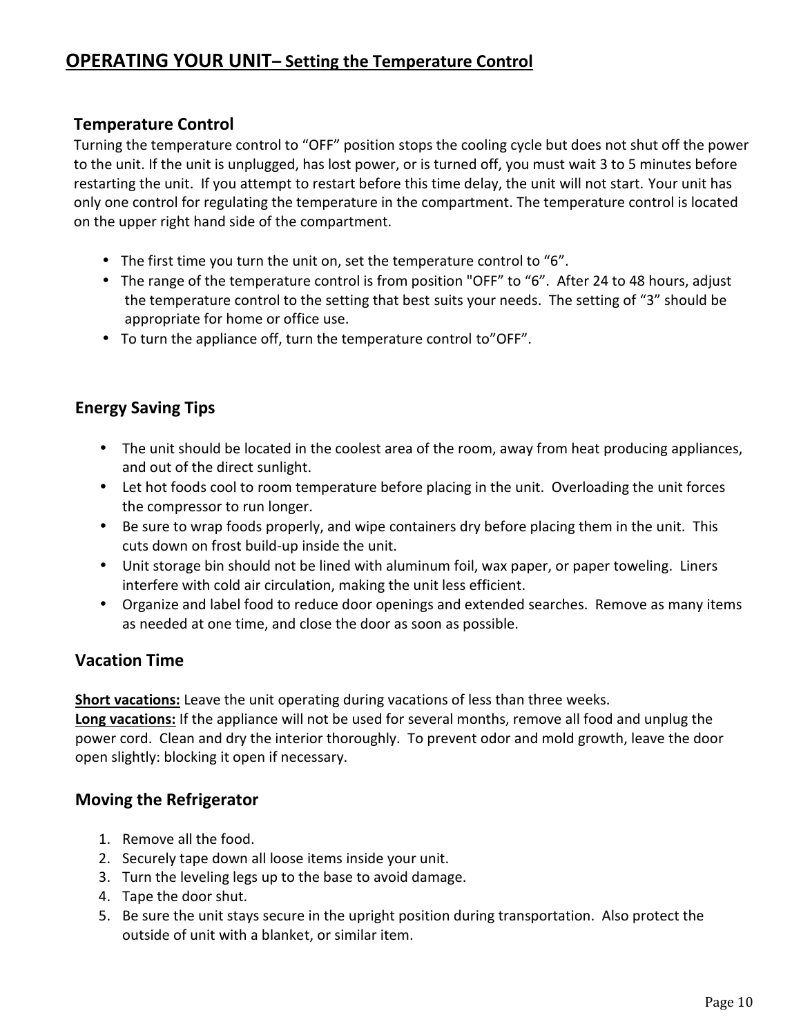# OPERATING YOUR UNIT– Setting the Temperature Control

## Temperature Control

Turning the temperature control to "OFF" position stops the cooling cycle but does not shut off the power to the unit. If the unit is unplugged, has lost power, or is turned off, you must wait 3 to 5 minutes before restarting the unit. If you attempt to restart before this time delay, the unit will not start. Your unit has only one control for regulating the temperature in the compartment. The temperature control is located on the upper right hand side of the compartment.

- The first time you turn the unit on, set the temperature control to "6".
- The range of the temperature control is from position "OFF" to "6". After 24 to 48 hours, adjust the temperature control to the setting that best suits your needs. The setting of "3" should be appropriate for home or office use.
- To turn the appliance off, turn the temperature control to"OFF".

## Energy Saving Tips

- The unit should be located in the coolest area of the room, away from heat producing appliances, and out of the direct sunlight.
- Let hot foods cool to room temperature before placing in the unit. Overloading the unit forces the compressor to run longer.
- Be sure to wrap foods properly, and wipe containers dry before placing them in the unit. This cuts down on frost build-up inside the unit.
- Unit storage bin should not be lined with aluminum foil, wax paper, or paper toweling. Liners interfere with cold air circulation, making the unit less efficient.
- Organize and label food to reduce door openings and extended searches. Remove as many items as needed at one time, and close the door as soon as possible.

## Vacation Time

**Short vacations:** Leave the unit operating during vacations of less than three weeks.
**Long vacations:** If the appliance will not be used for several months, remove all food and unplug the power cord. Clean and dry the interior thoroughly. To prevent odor and mold growth, leave the door open slightly: blocking it open if necessary.

## Moving the Refrigerator

1. Remove all the food.
2. Securely tape down all loose items inside your unit.
3. Turn the leveling legs up to the base to avoid damage.
4. Tape the door shut.
5. Be sure the unit stays secure in the upright position during transportation. Also protect the outside of unit with a blanket, or similar item.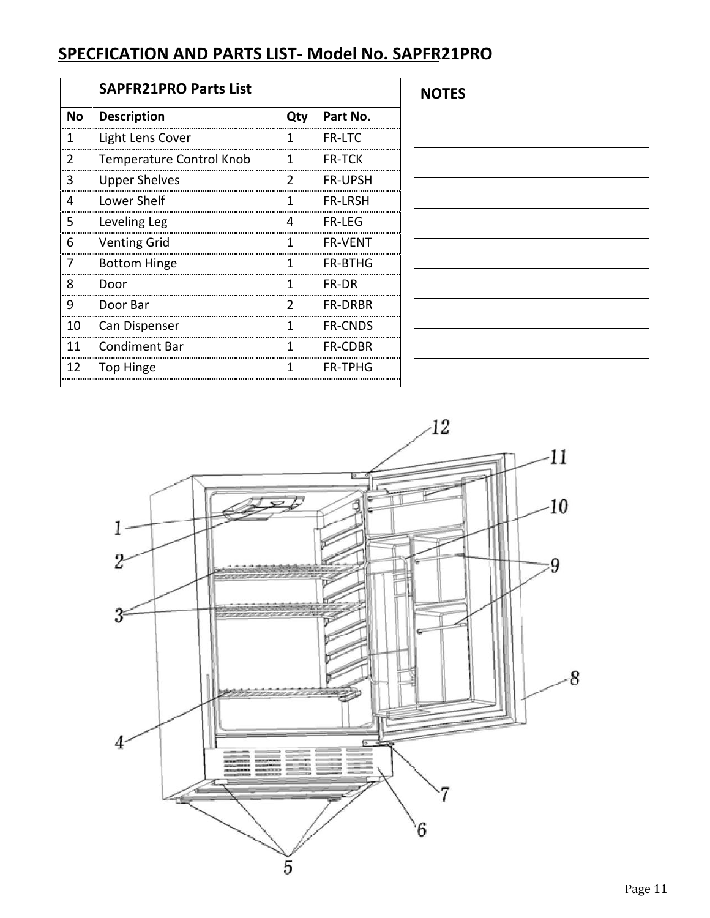## SPECFICATION AND PARTS LIST- Model No. SAPFR21PRO

**SAPFR21PRO Parts List**

| No | Description | Qty | Part No. |
|---|---|---|---|
| 1 | Light Lens Cover | 1 | FR-LTC |
| 2 | Temperature Control Knob | 1 | FR-TCK |
| 3 | Upper Shelves | 2 | FR-UPSH |
| 4 | Lower Shelf | 1 | FR-LRSH |
| 5 | Leveling Leg | 4 | FR-LEG |
| 6 | Venting Grid | 1 | FR-VENT |
| 7 | Bottom Hinge | 1 | FR-BTHG |
| 8 | Door | 1 | FR-DR |
| 9 | Door Bar | 2 | FR-DRBR |
| 10 | Can Dispenser | 1 | FR-CNDS |
| 11 | Condiment Bar | 1 | FR-CDBR |
| 12 | Top Hinge | 1 | FR-TPHG |

**NOTES**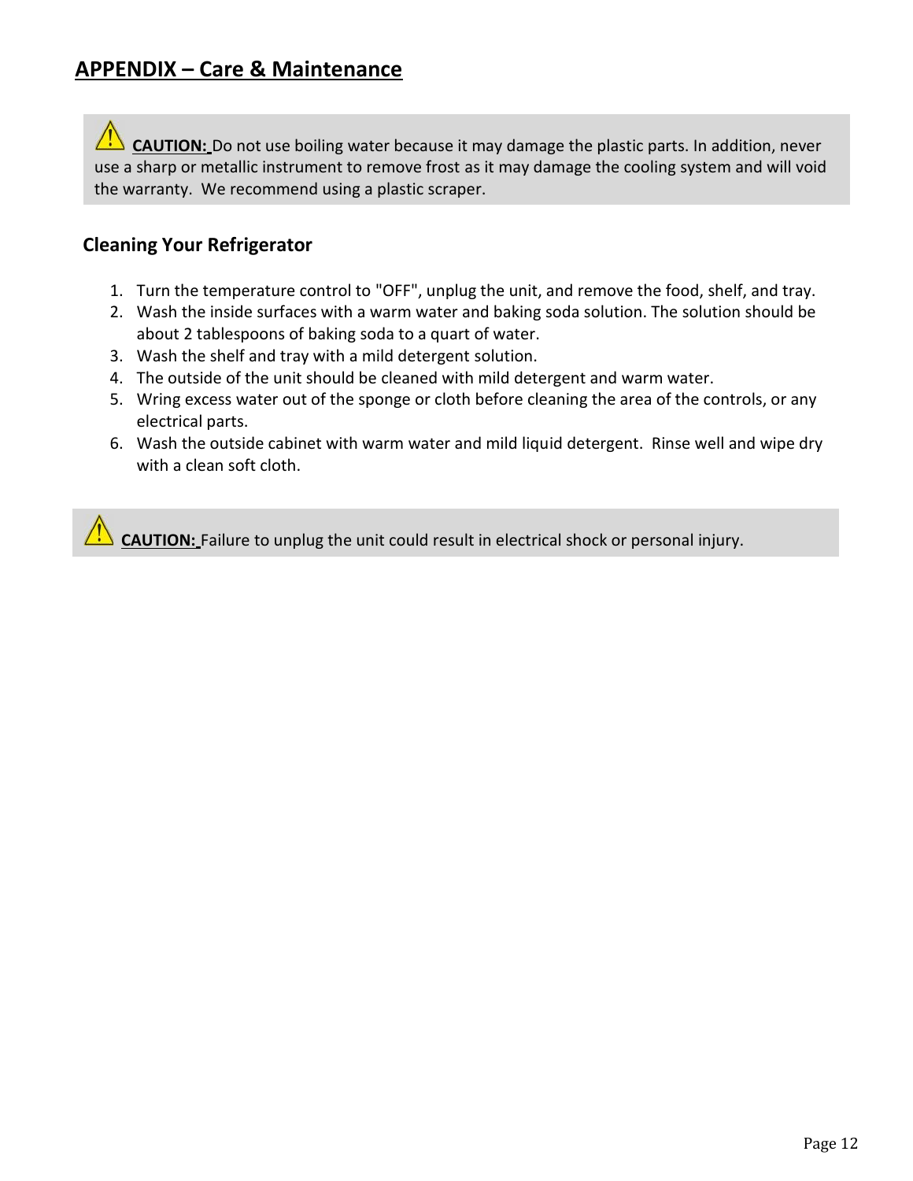## APPENDIX – Care & Maintenance

⚠ **CAUTION:** Do not use boiling water because it may damage the plastic parts. In addition, never use a sharp or metallic instrument to remove frost as it may damage the cooling system and will void the warranty. We recommend using a plastic scraper.

### Cleaning Your Refrigerator

1. Turn the temperature control to "OFF", unplug the unit, and remove the food, shelf, and tray.
2. Wash the inside surfaces with a warm water and baking soda solution. The solution should be about 2 tablespoons of baking soda to a quart of water.
3. Wash the shelf and tray with a mild detergent solution.
4. The outside of the unit should be cleaned with mild detergent and warm water.
5. Wring excess water out of the sponge or cloth before cleaning the area of the controls, or any electrical parts.
6. Wash the outside cabinet with warm water and mild liquid detergent. Rinse well and wipe dry with a clean soft cloth.

⚠ **CAUTION:** Failure to unplug the unit could result in electrical shock or personal injury.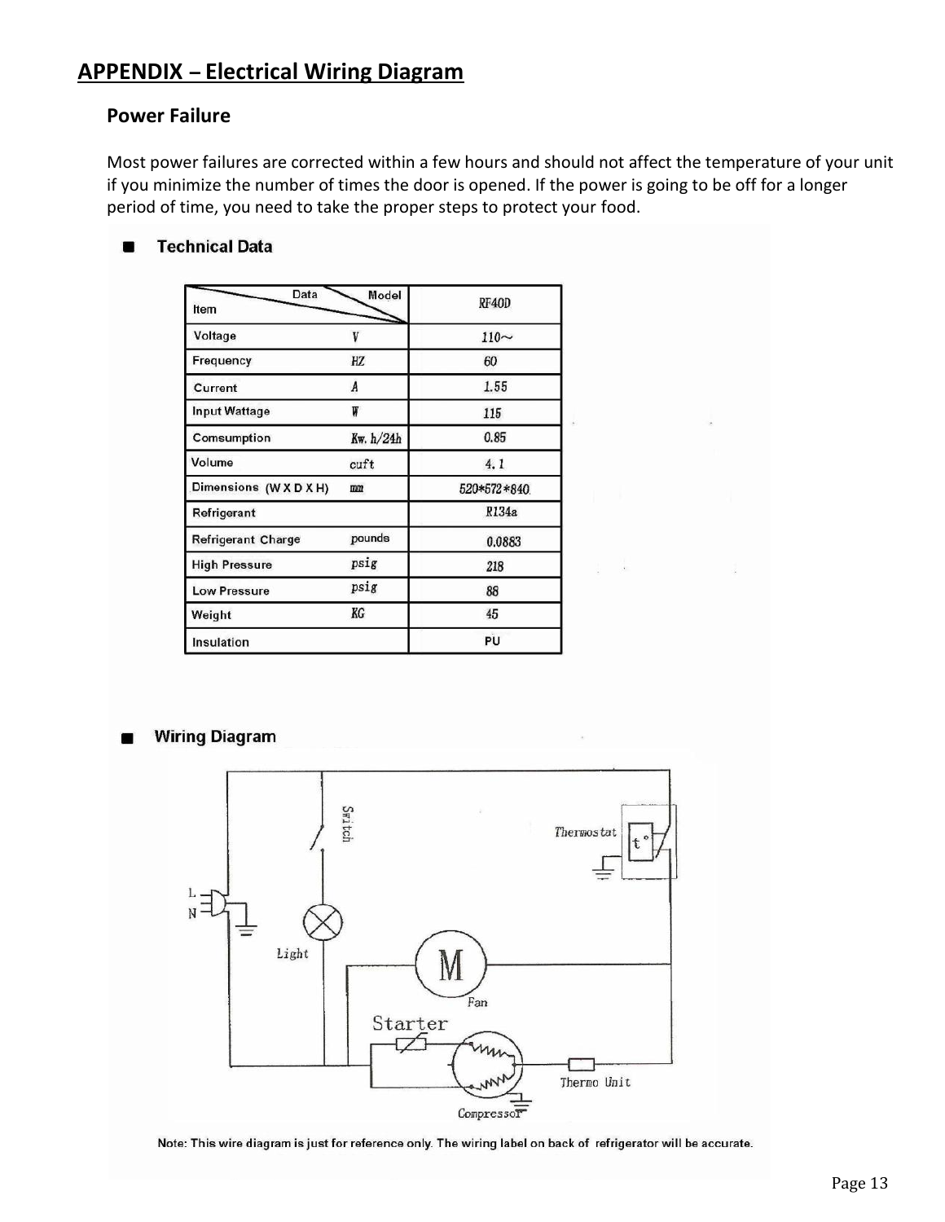## APPENDIX – Electrical Wiring Diagram

### Power Failure

Most power failures are corrected within a few hours and should not affect the temperature of your unit if you minimize the number of times the door is opened. If the power is going to be off for a longer period of time, you need to take the proper steps to protect your food.

### Technical Data

| Item | Data | RF40D |
|---|---|---|
| Voltage | V | 110~ |
| Frequency | HZ | 60 |
| Current | A | 1.55 |
| Input Wattage | W | 115 |
| Comsumption | Kw. h/24h | 0.85 |
| Volume | cuft | 4.1 |
| Dimensions (W X D X H) | mm | 520*572*840 |
| Refrigerant | | R134a |
| Refrigerant Charge | pounds | 0.0883 |
| High Pressure | psig | 218 |
| Low Pressure | psig | 88 |
| Weight | KG | 45 |
| Insulation | | PU |

### Wiring Diagram

Switch, Thermostat, L, N, Light, Fan, Starter, Thermo Unit, Compressor

Note: This wire diagram is just for reference only. The wiring label on back of refrigerator will be accurate.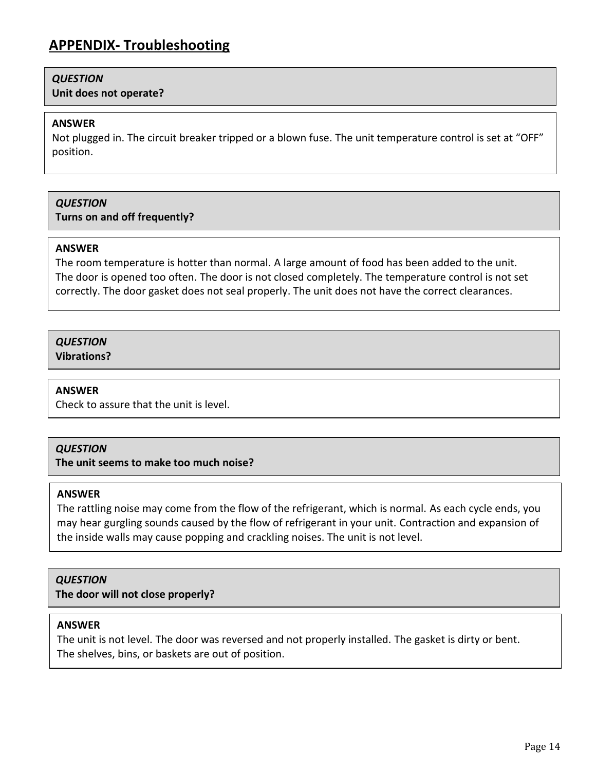## APPENDIX- Troubleshooting

***QUESTION***
**Unit does not operate?**

**ANSWER**
Not plugged in. The circuit breaker tripped or a blown fuse. The unit temperature control is set at “OFF” position.

***QUESTION***
**Turns on and off frequently?**

**ANSWER**
The room temperature is hotter than normal. A large amount of food has been added to the unit. The door is opened too often. The door is not closed completely. The temperature control is not set correctly. The door gasket does not seal properly. The unit does not have the correct clearances.

***QUESTION***
**Vibrations?**

**ANSWER**
Check to assure that the unit is level.

***QUESTION***
**The unit seems to make too much noise?**

**ANSWER**
The rattling noise may come from the flow of the refrigerant, which is normal. As each cycle ends, you may hear gurgling sounds caused by the flow of refrigerant in your unit. Contraction and expansion of the inside walls may cause popping and crackling noises. The unit is not level.

***QUESTION***
**The door will not close properly?**

**ANSWER**
The unit is not level. The door was reversed and not properly installed. The gasket is dirty or bent. The shelves, bins, or baskets are out of position.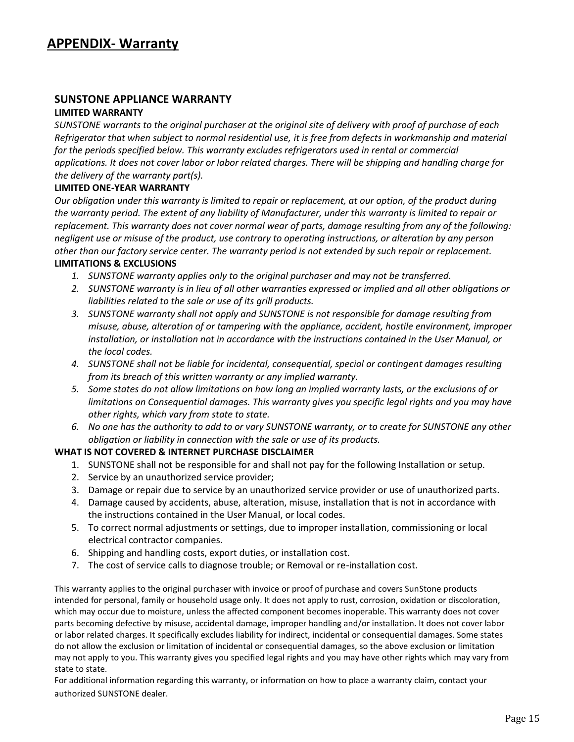## APPENDIX- Warranty

### SUNSTONE APPLIANCE WARRANTY

**LIMITED WARRANTY**

*SUNSTONE warrants to the original purchaser at the original site of delivery with proof of purchase of each Refrigerator that when subject to normal residential use, it is free from defects in workmanship and material for the periods specified below. This warranty excludes refrigerators used in rental or commercial applications. It does not cover labor or labor related charges. There will be shipping and handling charge for the delivery of the warranty part(s).*

**LIMITED ONE-YEAR WARRANTY**

*Our obligation under this warranty is limited to repair or replacement, at our option, of the product during the warranty period. The extent of any liability of Manufacturer, under this warranty is limited to repair or replacement. This warranty does not cover normal wear of parts, damage resulting from any of the following: negligent use or misuse of the product, use contrary to operating instructions, or alteration by any person other than our factory service center. The warranty period is not extended by such repair or replacement.*

**LIMITATIONS & EXCLUSIONS**

1. *SUNSTONE warranty applies only to the original purchaser and may not be transferred.*
2. *SUNSTONE warranty is in lieu of all other warranties expressed or implied and all other obligations or liabilities related to the sale or use of its grill products.*
3. *SUNSTONE warranty shall not apply and SUNSTONE is not responsible for damage resulting from misuse, abuse, alteration of or tampering with the appliance, accident, hostile environment, improper installation, or installation not in accordance with the instructions contained in the User Manual, or the local codes.*
4. *SUNSTONE shall not be liable for incidental, consequential, special or contingent damages resulting from its breach of this written warranty or any implied warranty.*
5. *Some states do not allow limitations on how long an implied warranty lasts, or the exclusions of or limitations on Consequential damages. This warranty gives you specific legal rights and you may have other rights, which vary from state to state.*
6. *No one has the authority to add to or vary SUNSTONE warranty, or to create for SUNSTONE any other obligation or liability in connection with the sale or use of its products.*

**WHAT IS NOT COVERED & INTERNET PURCHASE DISCLAIMER**

1. SUNSTONE shall not be responsible for and shall not pay for the following Installation or setup.
2. Service by an unauthorized service provider;
3. Damage or repair due to service by an unauthorized service provider or use of unauthorized parts.
4. Damage caused by accidents, abuse, alteration, misuse, installation that is not in accordance with the instructions contained in the User Manual, or local codes.
5. To correct normal adjustments or settings, due to improper installation, commissioning or local electrical contractor companies.
6. Shipping and handling costs, export duties, or installation cost.
7. The cost of service calls to diagnose trouble; or Removal or re-installation cost.

This warranty applies to the original purchaser with invoice or proof of purchase and covers SunStone products intended for personal, family or household usage only. It does not apply to rust, corrosion, oxidation or discoloration, which may occur due to moisture, unless the affected component becomes inoperable. This warranty does not cover parts becoming defective by misuse, accidental damage, improper handling and/or installation. It does not cover labor or labor related charges. It specifically excludes liability for indirect, incidental or consequential damages. Some states do not allow the exclusion or limitation of incidental or consequential damages, so the above exclusion or limitation may not apply to you. This warranty gives you specified legal rights and you may have other rights which may vary from state to state.

For additional information regarding this warranty, or information on how to place a warranty claim, contact your authorized SUNSTONE dealer.